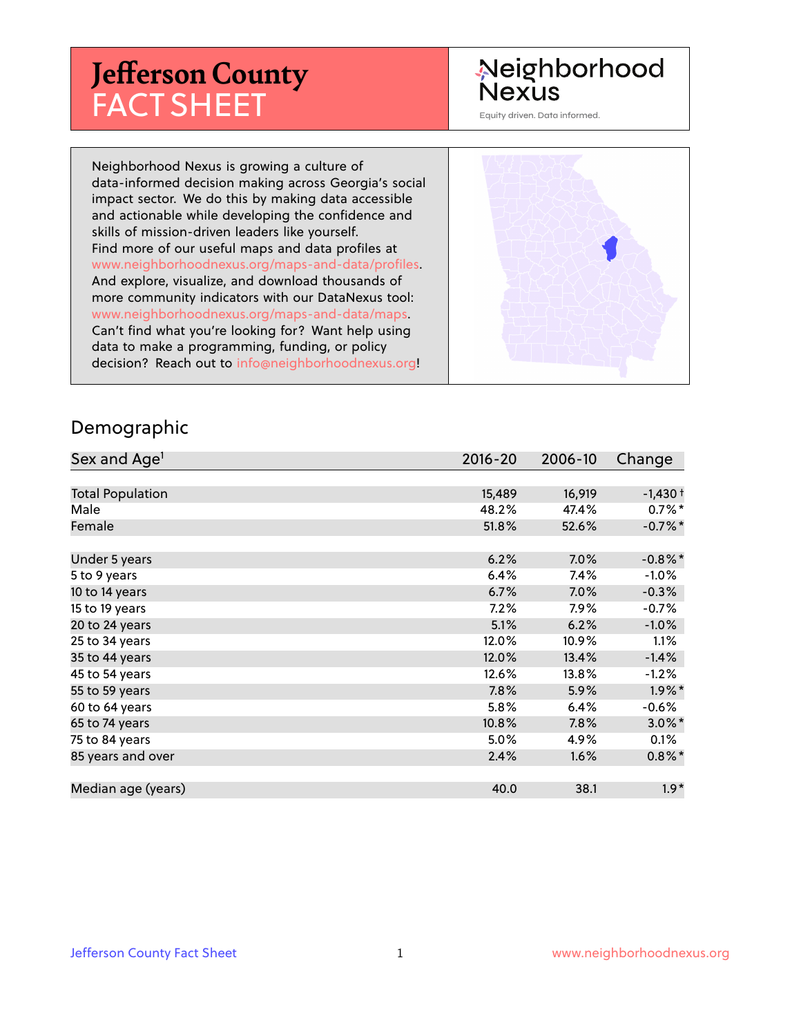# Jefferson County FACT SHEET

Neighborhood Nexus

Equity driven. Data informed.

Neighborhood Nexus is growing a culture of data-informed decision making across Georgia's social impact sector. We do this by making data accessible and actionable while developing the confidence and skills of mission-driven leaders like yourself. Find more of our useful maps and data profiles at www.neighborhoodnexus.org/maps-and-data/profiles. And explore, visualize, and download thousands of more community indicators with our DataNexus tool: www.neighborhoodnexus.org/maps-and-data/maps. Can't find what you're looking for? Want help using data to make a programming, funding, or policy decision? Reach out to info@neighborhoodnexus.org!

## Demographic

| Sex and Age[1] | 2016-20 | 2006-10 | Change |
|---|---|---|---|
| Total Population | 15,489 | 16,919 | -1,430 † |
| Male | 48.2% | 47.4% | 0.7% * |
| Female | 51.8% | 52.6% | -0.7% * |
| | | | |
| Under 5 years | 6.2% | 7.0% | -0.8% * |
| 5 to 9 years | 6.4% | 7.4% | -1.0% |
| 10 to 14 years | 6.7% | 7.0% | -0.3% |
| 15 to 19 years | 7.2% | 7.9% | -0.7% |
| 20 to 24 years | 5.1% | 6.2% | -1.0% |
| 25 to 34 years | 12.0% | 10.9% | 1.1% |
| 35 to 44 years | 12.0% | 13.4% | -1.4% |
| 45 to 54 years | 12.6% | 13.8% | -1.2% |
| 55 to 59 years | 7.8% | 5.9% | 1.9% * |
| 60 to 64 years | 5.8% | 6.4% | -0.6% |
| 65 to 74 years | 10.8% | 7.8% | 3.0% * |
| 75 to 84 years | 5.0% | 4.9% | 0.1% |
| 85 years and over | 2.4% | 1.6% | 0.8% * |
| | | | |
| Median age (years) | 40.0 | 38.1 | 1.9 * |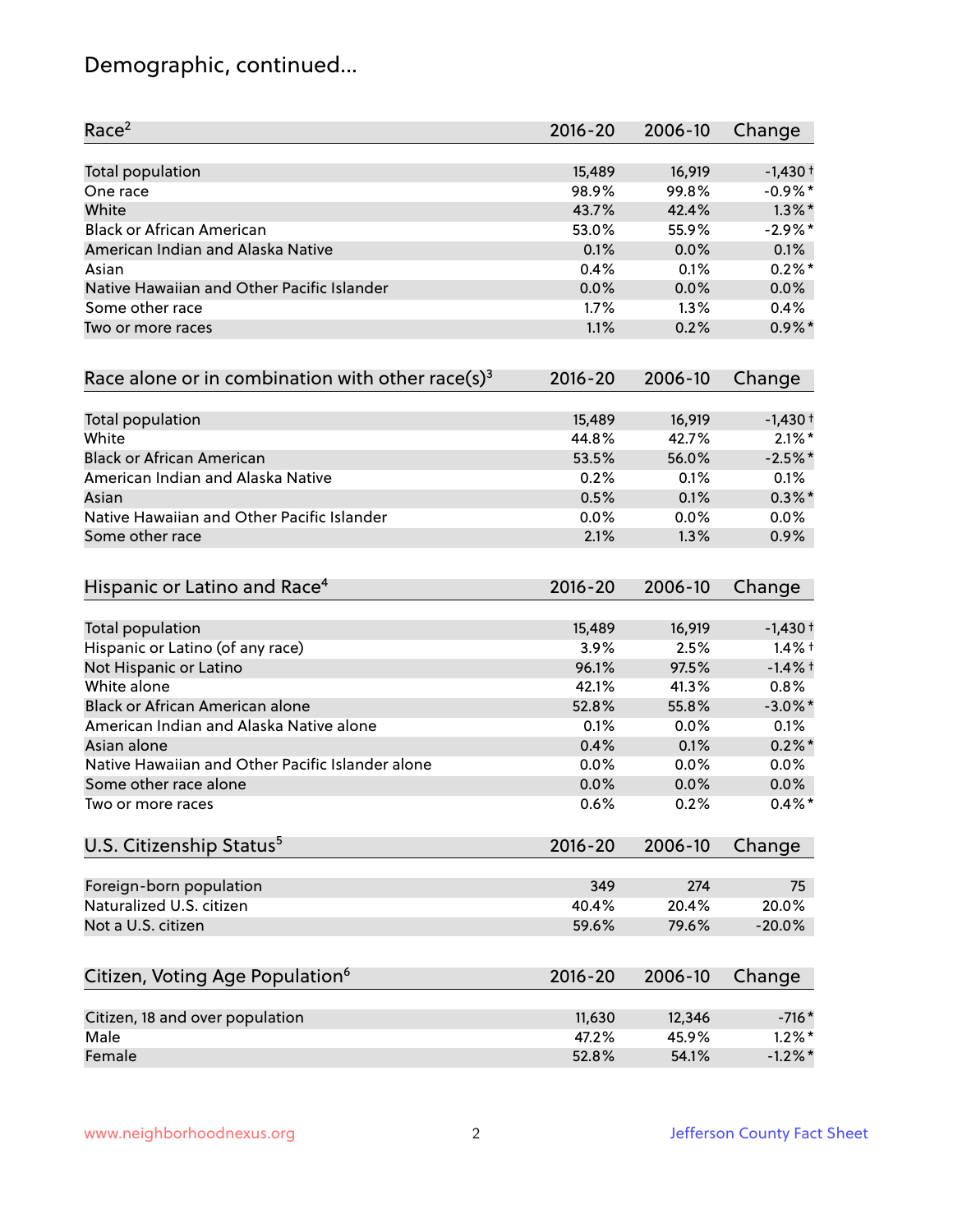# Demographic, continued...

| Race[2] | 2016-20 | 2006-10 | Change |
|---|---|---|---|
| Total population | 15,489 | 16,919 | -1,430 † |
| One race | 98.9% | 99.8% | -0.9% * |
| White | 43.7% | 42.4% | 1.3% * |
| Black or African American | 53.0% | 55.9% | -2.9% * |
| American Indian and Alaska Native | 0.1% | 0.0% | 0.1% |
| Asian | 0.4% | 0.1% | 0.2% * |
| Native Hawaiian and Other Pacific Islander | 0.0% | 0.0% | 0.0% |
| Some other race | 1.7% | 1.3% | 0.4% |
| Two or more races | 1.1% | 0.2% | 0.9% * |

| Race alone or in combination with other race(s)[3] | 2016-20 | 2006-10 | Change |
|---|---|---|---|
| Total population | 15,489 | 16,919 | -1,430 † |
| White | 44.8% | 42.7% | 2.1% * |
| Black or African American | 53.5% | 56.0% | -2.5% * |
| American Indian and Alaska Native | 0.2% | 0.1% | 0.1% |
| Asian | 0.5% | 0.1% | 0.3% * |
| Native Hawaiian and Other Pacific Islander | 0.0% | 0.0% | 0.0% |
| Some other race | 2.1% | 1.3% | 0.9% |

| Hispanic or Latino and Race[4] | 2016-20 | 2006-10 | Change |
|---|---|---|---|
| Total population | 15,489 | 16,919 | -1,430 † |
| Hispanic or Latino (of any race) | 3.9% | 2.5% | 1.4% † |
| Not Hispanic or Latino | 96.1% | 97.5% | -1.4% † |
| White alone | 42.1% | 41.3% | 0.8% |
| Black or African American alone | 52.8% | 55.8% | -3.0% * |
| American Indian and Alaska Native alone | 0.1% | 0.0% | 0.1% |
| Asian alone | 0.4% | 0.1% | 0.2% * |
| Native Hawaiian and Other Pacific Islander alone | 0.0% | 0.0% | 0.0% |
| Some other race alone | 0.0% | 0.0% | 0.0% |
| Two or more races | 0.6% | 0.2% | 0.4% * |

| U.S. Citizenship Status[5] | 2016-20 | 2006-10 | Change |
|---|---|---|---|
| Foreign-born population | 349 | 274 | 75 |
| Naturalized U.S. citizen | 40.4% | 20.4% | 20.0% |
| Not a U.S. citizen | 59.6% | 79.6% | -20.0% |

| Citizen, Voting Age Population[6] | 2016-20 | 2006-10 | Change |
|---|---|---|---|
| Citizen, 18 and over population | 11,630 | 12,346 | -716 * |
| Male | 47.2% | 45.9% | 1.2% * |
| Female | 52.8% | 54.1% | -1.2% * |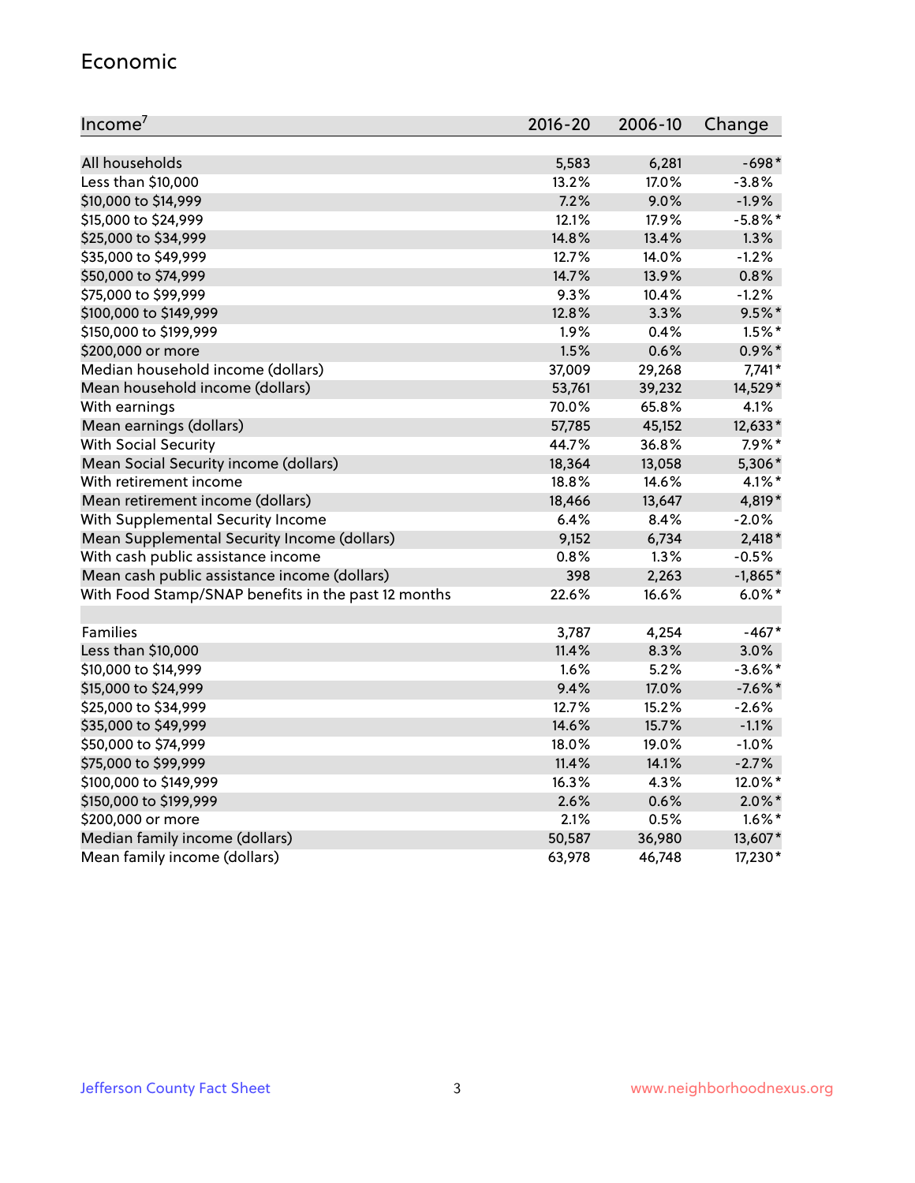## Economic

| Income[7] | 2016-20 | 2006-10 | Change |
|---|---|---|---|
| All households | 5,583 | 6,281 | -698* |
| Less than $10,000 | 13.2% | 17.0% | -3.8% |
| $10,000 to $14,999 | 7.2% | 9.0% | -1.9% |
| $15,000 to $24,999 | 12.1% | 17.9% | -5.8%* |
| $25,000 to $34,999 | 14.8% | 13.4% | 1.3% |
| $35,000 to $49,999 | 12.7% | 14.0% | -1.2% |
| $50,000 to $74,999 | 14.7% | 13.9% | 0.8% |
| $75,000 to $99,999 | 9.3% | 10.4% | -1.2% |
| $100,000 to $149,999 | 12.8% | 3.3% | 9.5%* |
| $150,000 to $199,999 | 1.9% | 0.4% | 1.5%* |
| $200,000 or more | 1.5% | 0.6% | 0.9%* |
| Median household income (dollars) | 37,009 | 29,268 | 7,741* |
| Mean household income (dollars) | 53,761 | 39,232 | 14,529* |
| With earnings | 70.0% | 65.8% | 4.1% |
| Mean earnings (dollars) | 57,785 | 45,152 | 12,633* |
| With Social Security | 44.7% | 36.8% | 7.9%* |
| Mean Social Security income (dollars) | 18,364 | 13,058 | 5,306* |
| With retirement income | 18.8% | 14.6% | 4.1%* |
| Mean retirement income (dollars) | 18,466 | 13,647 | 4,819* |
| With Supplemental Security Income | 6.4% | 8.4% | -2.0% |
| Mean Supplemental Security Income (dollars) | 9,152 | 6,734 | 2,418* |
| With cash public assistance income | 0.8% | 1.3% | -0.5% |
| Mean cash public assistance income (dollars) | 398 | 2,263 | -1,865* |
| With Food Stamp/SNAP benefits in the past 12 months | 22.6% | 16.6% | 6.0%* |
| | | | |
| Families | 3,787 | 4,254 | -467* |
| Less than $10,000 | 11.4% | 8.3% | 3.0% |
| $10,000 to $14,999 | 1.6% | 5.2% | -3.6%* |
| $15,000 to $24,999 | 9.4% | 17.0% | -7.6%* |
| $25,000 to $34,999 | 12.7% | 15.2% | -2.6% |
| $35,000 to $49,999 | 14.6% | 15.7% | -1.1% |
| $50,000 to $74,999 | 18.0% | 19.0% | -1.0% |
| $75,000 to $99,999 | 11.4% | 14.1% | -2.7% |
| $100,000 to $149,999 | 16.3% | 4.3% | 12.0%* |
| $150,000 to $199,999 | 2.6% | 0.6% | 2.0%* |
| $200,000 or more | 2.1% | 0.5% | 1.6%* |
| Median family income (dollars) | 50,587 | 36,980 | 13,607* |
| Mean family income (dollars) | 63,978 | 46,748 | 17,230* |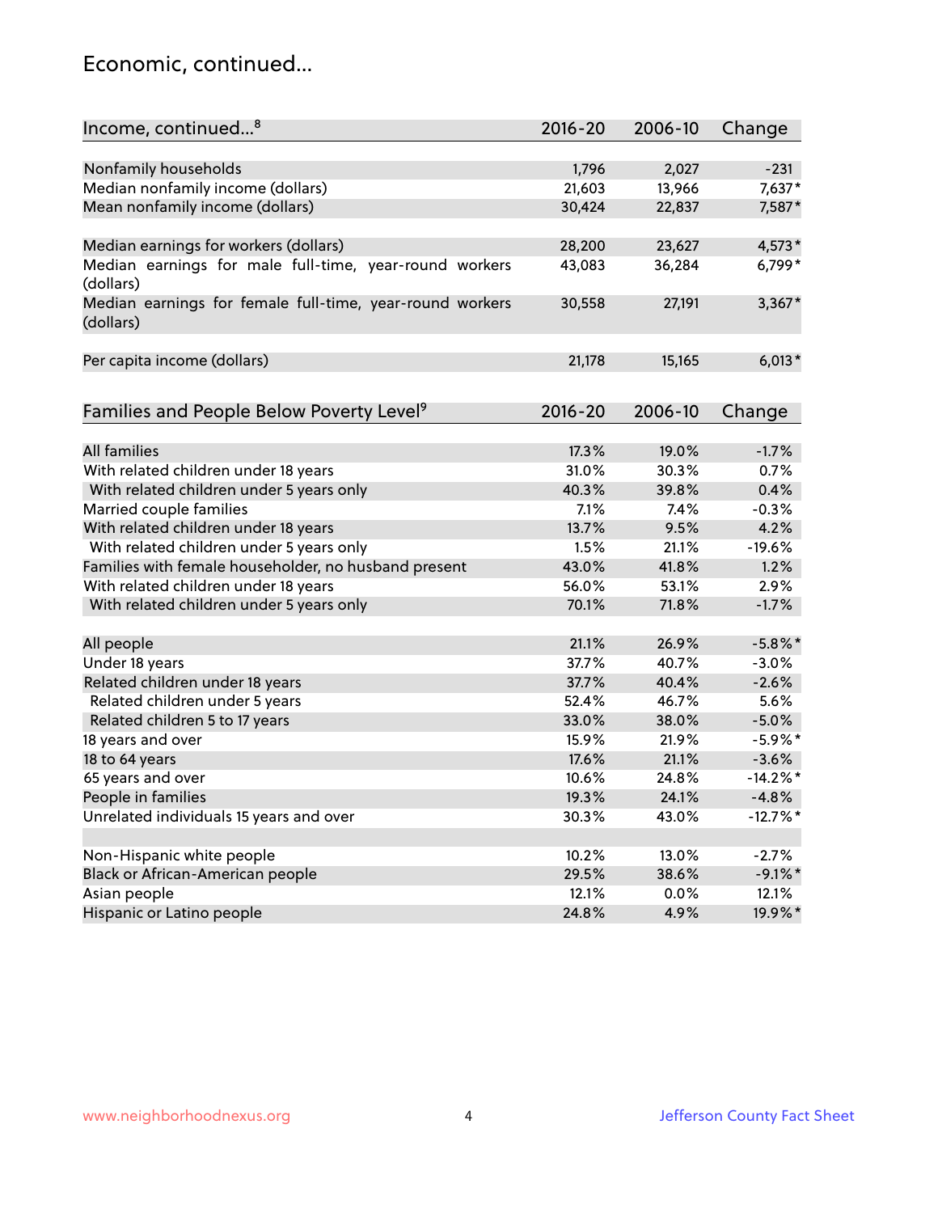# Economic, continued...

| Income, continued...[8] | 2016-20 | 2006-10 | Change |
|---|---|---|---|
| Nonfamily households | 1,796 | 2,027 | -231 |
| Median nonfamily income (dollars) | 21,603 | 13,966 | 7,637* |
| Mean nonfamily income (dollars) | 30,424 | 22,837 | 7,587* |
| Median earnings for workers (dollars) | 28,200 | 23,627 | 4,573* |
| Median earnings for male full-time, year-round workers (dollars) | 43,083 | 36,284 | 6,799* |
| Median earnings for female full-time, year-round workers (dollars) | 30,558 | 27,191 | 3,367* |
| Per capita income (dollars) | 21,178 | 15,165 | 6,013* |

| Families and People Below Poverty Level[9] | 2016-20 | 2006-10 | Change |
|---|---|---|---|
| All families | 17.3% | 19.0% | -1.7% |
| With related children under 18 years | 31.0% | 30.3% | 0.7% |
| With related children under 5 years only | 40.3% | 39.8% | 0.4% |
| Married couple families | 7.1% | 7.4% | -0.3% |
| With related children under 18 years | 13.7% | 9.5% | 4.2% |
| With related children under 5 years only | 1.5% | 21.1% | -19.6% |
| Families with female householder, no husband present | 43.0% | 41.8% | 1.2% |
| With related children under 18 years | 56.0% | 53.1% | 2.9% |
| With related children under 5 years only | 70.1% | 71.8% | -1.7% |
| All people | 21.1% | 26.9% | -5.8%* |
| Under 18 years | 37.7% | 40.7% | -3.0% |
| Related children under 18 years | 37.7% | 40.4% | -2.6% |
| Related children under 5 years | 52.4% | 46.7% | 5.6% |
| Related children 5 to 17 years | 33.0% | 38.0% | -5.0% |
| 18 years and over | 15.9% | 21.9% | -5.9%* |
| 18 to 64 years | 17.6% | 21.1% | -3.6% |
| 65 years and over | 10.6% | 24.8% | -14.2%* |
| People in families | 19.3% | 24.1% | -4.8% |
| Unrelated individuals 15 years and over | 30.3% | 43.0% | -12.7%* |
| Non-Hispanic white people | 10.2% | 13.0% | -2.7% |
| Black or African-American people | 29.5% | 38.6% | -9.1%* |
| Asian people | 12.1% | 0.0% | 12.1% |
| Hispanic or Latino people | 24.8% | 4.9% | 19.9%* |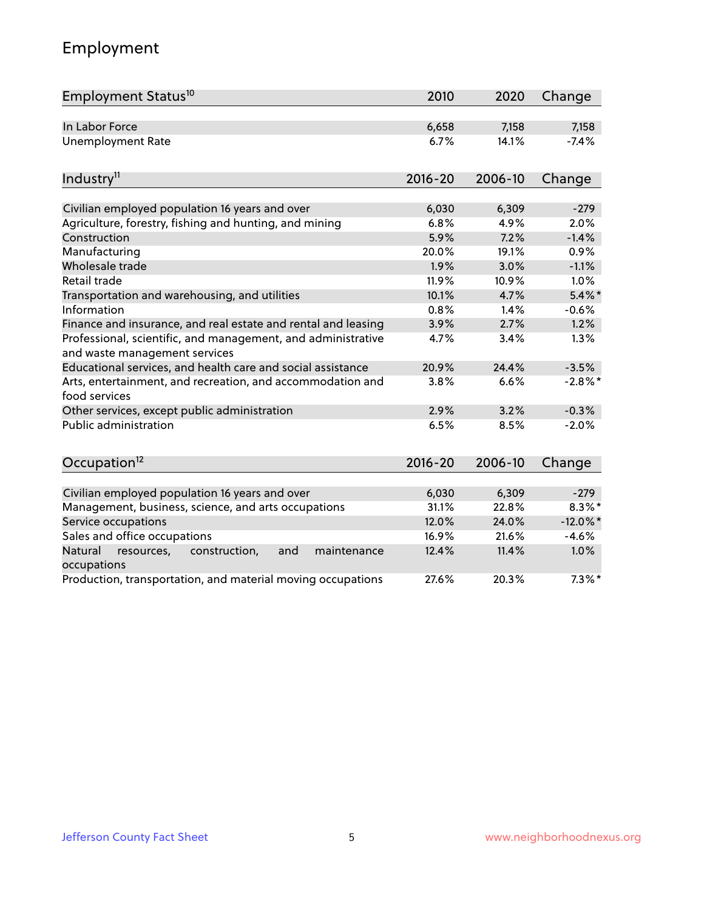## Employment

| Employment Status[10] | 2010 | 2020 | Change |
| --- | --- | --- | --- |
| In Labor Force | 6,658 | 7,158 | 7,158 |
| Unemployment Rate | 6.7% | 14.1% | -7.4% |

| Industry[11] | 2016-20 | 2006-10 | Change |
| --- | --- | --- | --- |
| Civilian employed population 16 years and over | 6,030 | 6,309 | -279 |
| Agriculture, forestry, fishing and hunting, and mining | 6.8% | 4.9% | 2.0% |
| Construction | 5.9% | 7.2% | -1.4% |
| Manufacturing | 20.0% | 19.1% | 0.9% |
| Wholesale trade | 1.9% | 3.0% | -1.1% |
| Retail trade | 11.9% | 10.9% | 1.0% |
| Transportation and warehousing, and utilities | 10.1% | 4.7% | 5.4%* |
| Information | 0.8% | 1.4% | -0.6% |
| Finance and insurance, and real estate and rental and leasing | 3.9% | 2.7% | 1.2% |
| Professional, scientific, and management, and administrative and waste management services | 4.7% | 3.4% | 1.3% |
| Educational services, and health care and social assistance | 20.9% | 24.4% | -3.5% |
| Arts, entertainment, and recreation, and accommodation and food services | 3.8% | 6.6% | -2.8%* |
| Other services, except public administration | 2.9% | 3.2% | -0.3% |
| Public administration | 6.5% | 8.5% | -2.0% |

| Occupation[12] | 2016-20 | 2006-10 | Change |
| --- | --- | --- | --- |
| Civilian employed population 16 years and over | 6,030 | 6,309 | -279 |
| Management, business, science, and arts occupations | 31.1% | 22.8% | 8.3%* |
| Service occupations | 12.0% | 24.0% | -12.0%* |
| Sales and office occupations | 16.9% | 21.6% | -4.6% |
| Natural resources, construction, and maintenance occupations | 12.4% | 11.4% | 1.0% |
| Production, transportation, and material moving occupations | 27.6% | 20.3% | 7.3%* |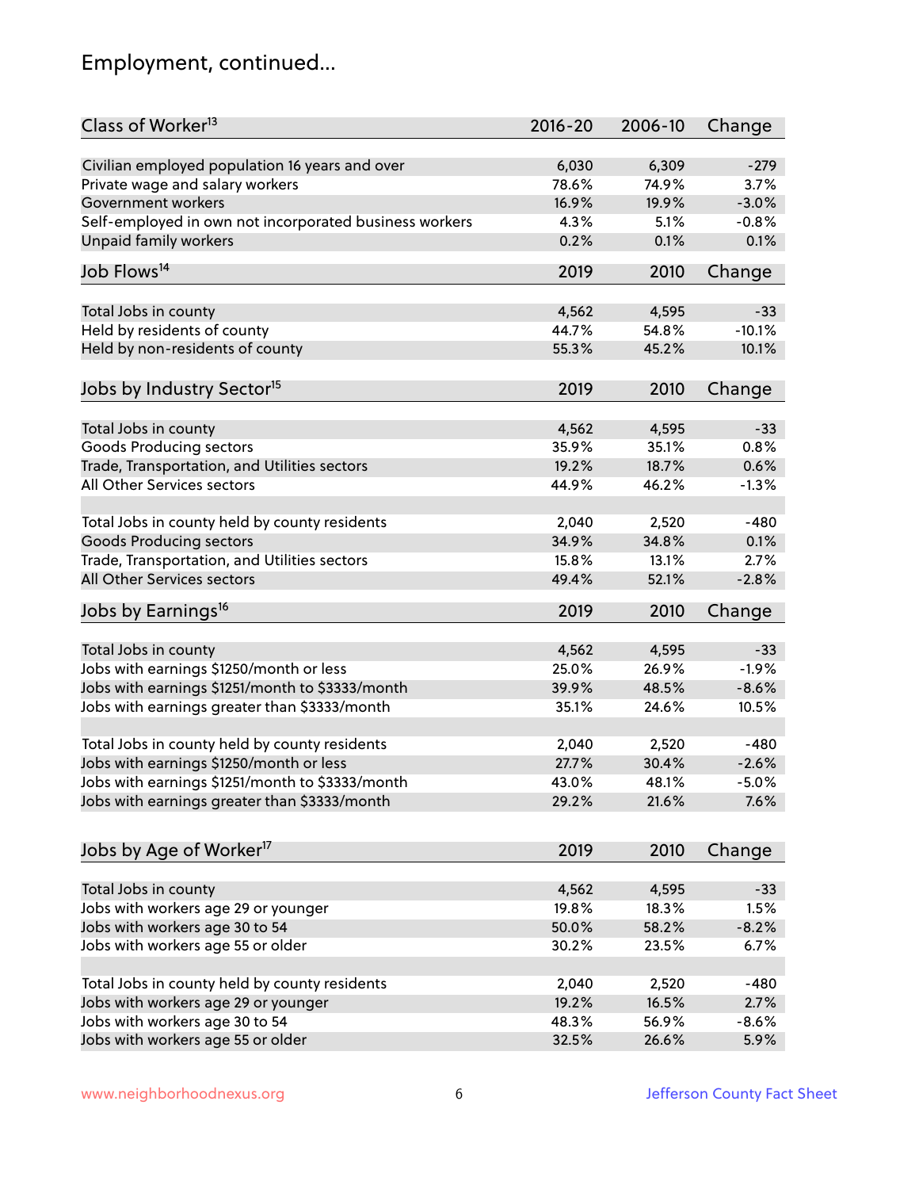## Employment, continued...

| Class of Worker[13] | 2016-20 | 2006-10 | Change |
|---|---|---|---|
| Civilian employed population 16 years and over | 6,030 | 6,309 | -279 |
| Private wage and salary workers | 78.6% | 74.9% | 3.7% |
| Government workers | 16.9% | 19.9% | -3.0% |
| Self-employed in own not incorporated business workers | 4.3% | 5.1% | -0.8% |
| Unpaid family workers | 0.2% | 0.1% | 0.1% |

| Job Flows[14] | 2019 | 2010 | Change |
|---|---|---|---|
| Total Jobs in county | 4,562 | 4,595 | -33 |
| Held by residents of county | 44.7% | 54.8% | -10.1% |
| Held by non-residents of county | 55.3% | 45.2% | 10.1% |

| Jobs by Industry Sector[15] | 2019 | 2010 | Change |
|---|---|---|---|
| Total Jobs in county | 4,562 | 4,595 | -33 |
| Goods Producing sectors | 35.9% | 35.1% | 0.8% |
| Trade, Transportation, and Utilities sectors | 19.2% | 18.7% | 0.6% |
| All Other Services sectors | 44.9% | 46.2% | -1.3% |
| | | | |
| Total Jobs in county held by county residents | 2,040 | 2,520 | -480 |
| Goods Producing sectors | 34.9% | 34.8% | 0.1% |
| Trade, Transportation, and Utilities sectors | 15.8% | 13.1% | 2.7% |
| All Other Services sectors | 49.4% | 52.1% | -2.8% |

| Jobs by Earnings[16] | 2019 | 2010 | Change |
|---|---|---|---|
| Total Jobs in county | 4,562 | 4,595 | -33 |
| Jobs with earnings $1250/month or less | 25.0% | 26.9% | -1.9% |
| Jobs with earnings $1251/month to $3333/month | 39.9% | 48.5% | -8.6% |
| Jobs with earnings greater than $3333/month | 35.1% | 24.6% | 10.5% |
| | | | |
| Total Jobs in county held by county residents | 2,040 | 2,520 | -480 |
| Jobs with earnings $1250/month or less | 27.7% | 30.4% | -2.6% |
| Jobs with earnings $1251/month to $3333/month | 43.0% | 48.1% | -5.0% |
| Jobs with earnings greater than $3333/month | 29.2% | 21.6% | 7.6% |

| Jobs by Age of Worker[17] | 2019 | 2010 | Change |
|---|---|---|---|
| Total Jobs in county | 4,562 | 4,595 | -33 |
| Jobs with workers age 29 or younger | 19.8% | 18.3% | 1.5% |
| Jobs with workers age 30 to 54 | 50.0% | 58.2% | -8.2% |
| Jobs with workers age 55 or older | 30.2% | 23.5% | 6.7% |
| | | | |
| Total Jobs in county held by county residents | 2,040 | 2,520 | -480 |
| Jobs with workers age 29 or younger | 19.2% | 16.5% | 2.7% |
| Jobs with workers age 30 to 54 | 48.3% | 56.9% | -8.6% |
| Jobs with workers age 55 or older | 32.5% | 26.6% | 5.9% |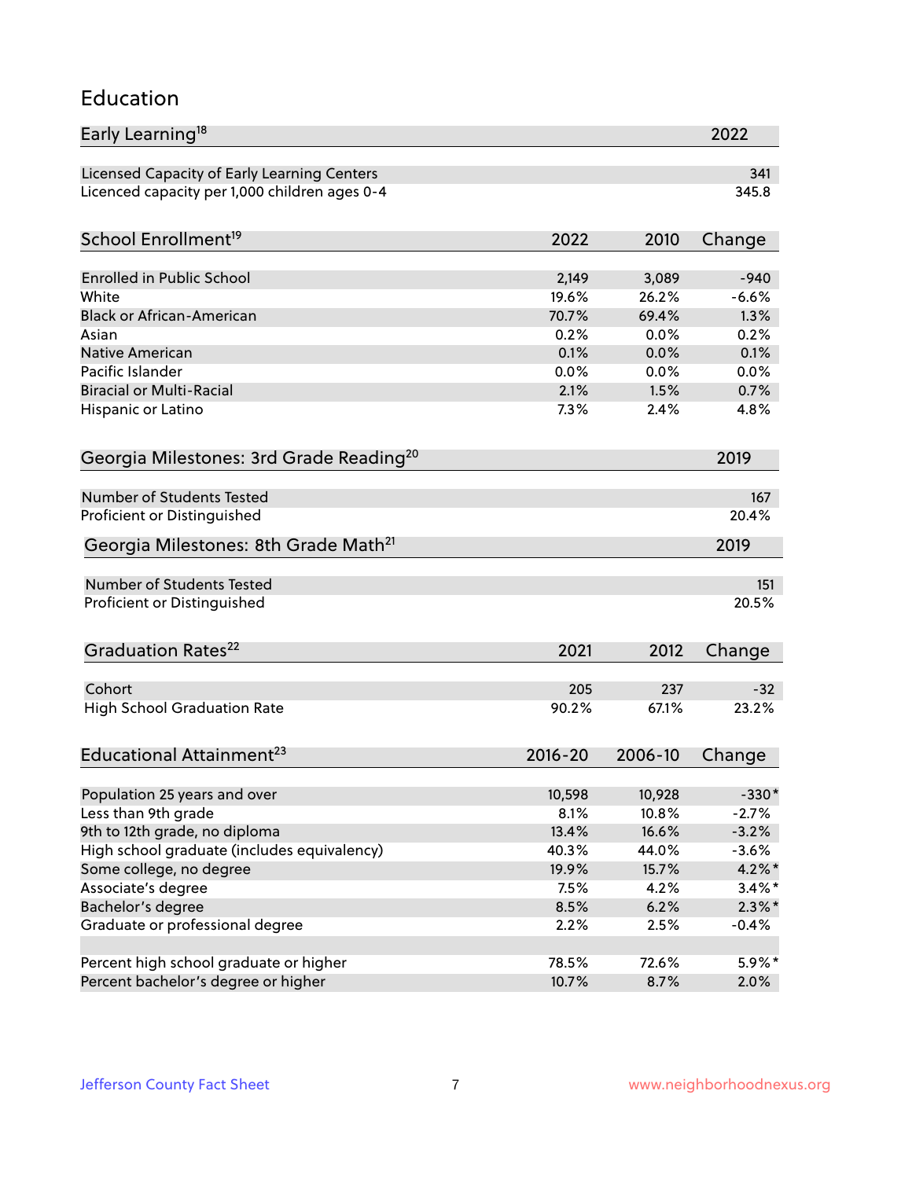## Education

| Early Learning[18] | 2022 |
|---|---|
| Licensed Capacity of Early Learning Centers | 341 |
| Licenced capacity per 1,000 children ages 0-4 | 345.8 |

| School Enrollment[19] | 2022 | 2010 | Change |
|---|---|---|---|
| Enrolled in Public School | 2,149 | 3,089 | -940 |
| White | 19.6% | 26.2% | -6.6% |
| Black or African-American | 70.7% | 69.4% | 1.3% |
| Asian | 0.2% | 0.0% | 0.2% |
| Native American | 0.1% | 0.0% | 0.1% |
| Pacific Islander | 0.0% | 0.0% | 0.0% |
| Biracial or Multi-Racial | 2.1% | 1.5% | 0.7% |
| Hispanic or Latino | 7.3% | 2.4% | 4.8% |

| Georgia Milestones: 3rd Grade Reading[20] | 2019 |
|---|---|
| Number of Students Tested | 167 |
| Proficient or Distinguished | 20.4% |

| Georgia Milestones: 8th Grade Math[21] | 2019 |
|---|---|
| Number of Students Tested | 151 |
| Proficient or Distinguished | 20.5% |

| Graduation Rates[22] | 2021 | 2012 | Change |
|---|---|---|---|
| Cohort | 205 | 237 | -32 |
| High School Graduation Rate | 90.2% | 67.1% | 23.2% |

| Educational Attainment[23] | 2016-20 | 2006-10 | Change |
|---|---|---|---|
| Population 25 years and over | 10,598 | 10,928 | -330* |
| Less than 9th grade | 8.1% | 10.8% | -2.7% |
| 9th to 12th grade, no diploma | 13.4% | 16.6% | -3.2% |
| High school graduate (includes equivalency) | 40.3% | 44.0% | -3.6% |
| Some college, no degree | 19.9% | 15.7% | 4.2%* |
| Associate's degree | 7.5% | 4.2% | 3.4%* |
| Bachelor's degree | 8.5% | 6.2% | 2.3%* |
| Graduate or professional degree | 2.2% | 2.5% | -0.4% |
| | | | |
| Percent high school graduate or higher | 78.5% | 72.6% | 5.9%* |
| Percent bachelor's degree or higher | 10.7% | 8.7% | 2.0% |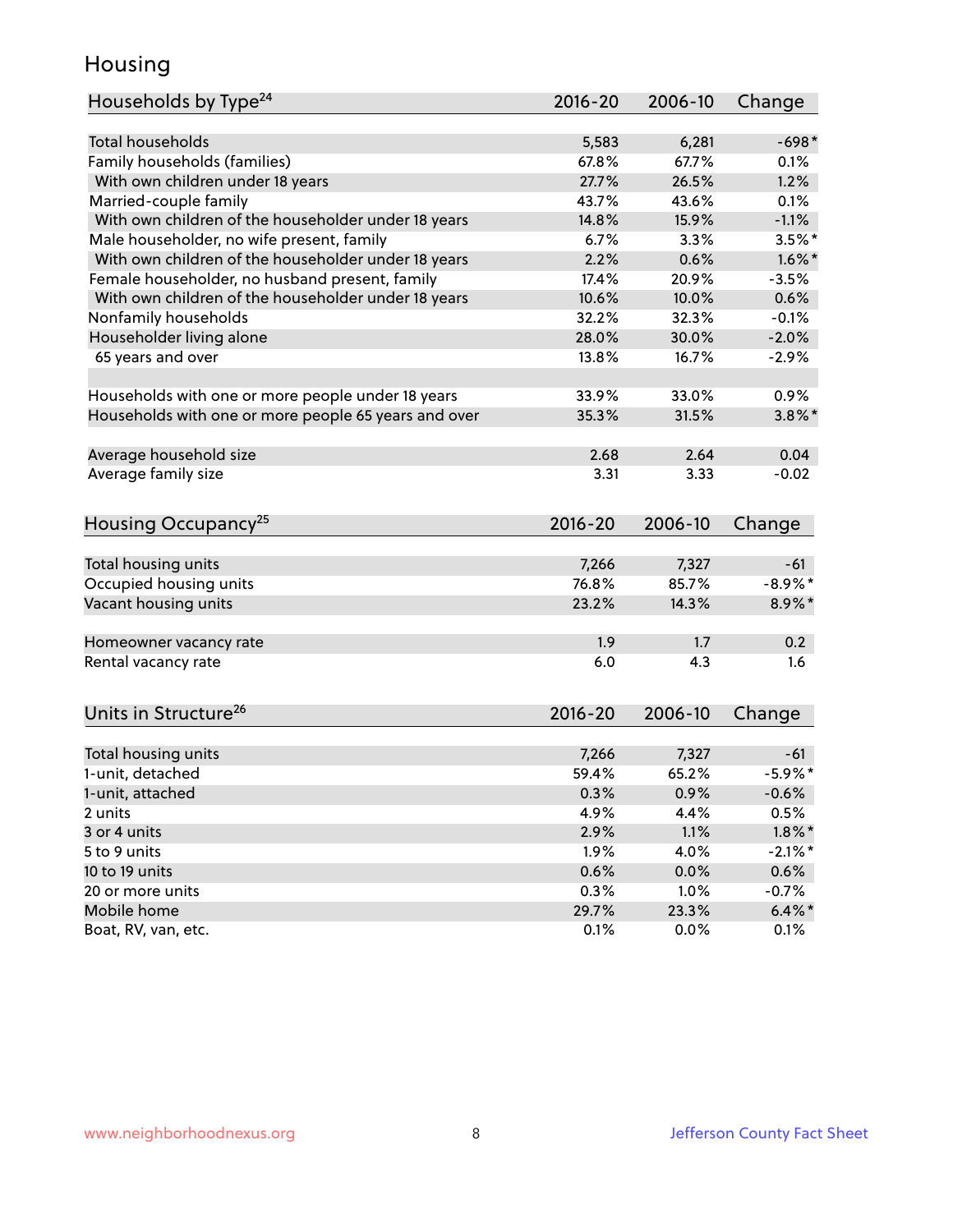# Housing

| Households by Type[24] | 2016-20 | 2006-10 | Change |
|---|---|---|---|
| Total households | 5,583 | 6,281 | -698* |
| Family households (families) | 67.8% | 67.7% | 0.1% |
| With own children under 18 years | 27.7% | 26.5% | 1.2% |
| Married-couple family | 43.7% | 43.6% | 0.1% |
| With own children of the householder under 18 years | 14.8% | 15.9% | -1.1% |
| Male householder, no wife present, family | 6.7% | 3.3% | 3.5%* |
| With own children of the householder under 18 years | 2.2% | 0.6% | 1.6%* |
| Female householder, no husband present, family | 17.4% | 20.9% | -3.5% |
| With own children of the householder under 18 years | 10.6% | 10.0% | 0.6% |
| Nonfamily households | 32.2% | 32.3% | -0.1% |
| Householder living alone | 28.0% | 30.0% | -2.0% |
| 65 years and over | 13.8% | 16.7% | -2.9% |
| | | | |
| Households with one or more people under 18 years | 33.9% | 33.0% | 0.9% |
| Households with one or more people 65 years and over | 35.3% | 31.5% | 3.8%* |
| | | | |
| Average household size | 2.68 | 2.64 | 0.04 |
| Average family size | 3.31 | 3.33 | -0.02 |

| Housing Occupancy[25] | 2016-20 | 2006-10 | Change |
|---|---|---|---|
| Total housing units | 7,266 | 7,327 | -61 |
| Occupied housing units | 76.8% | 85.7% | -8.9%* |
| Vacant housing units | 23.2% | 14.3% | 8.9%* |
| | | | |
| Homeowner vacancy rate | 1.9 | 1.7 | 0.2 |
| Rental vacancy rate | 6.0 | 4.3 | 1.6 |

| Units in Structure[26] | 2016-20 | 2006-10 | Change |
|---|---|---|---|
| Total housing units | 7,266 | 7,327 | -61 |
| 1-unit, detached | 59.4% | 65.2% | -5.9%* |
| 1-unit, attached | 0.3% | 0.9% | -0.6% |
| 2 units | 4.9% | 4.4% | 0.5% |
| 3 or 4 units | 2.9% | 1.1% | 1.8%* |
| 5 to 9 units | 1.9% | 4.0% | -2.1%* |
| 10 to 19 units | 0.6% | 0.0% | 0.6% |
| 20 or more units | 0.3% | 1.0% | -0.7% |
| Mobile home | 29.7% | 23.3% | 6.4%* |
| Boat, RV, van, etc. | 0.1% | 0.0% | 0.1% |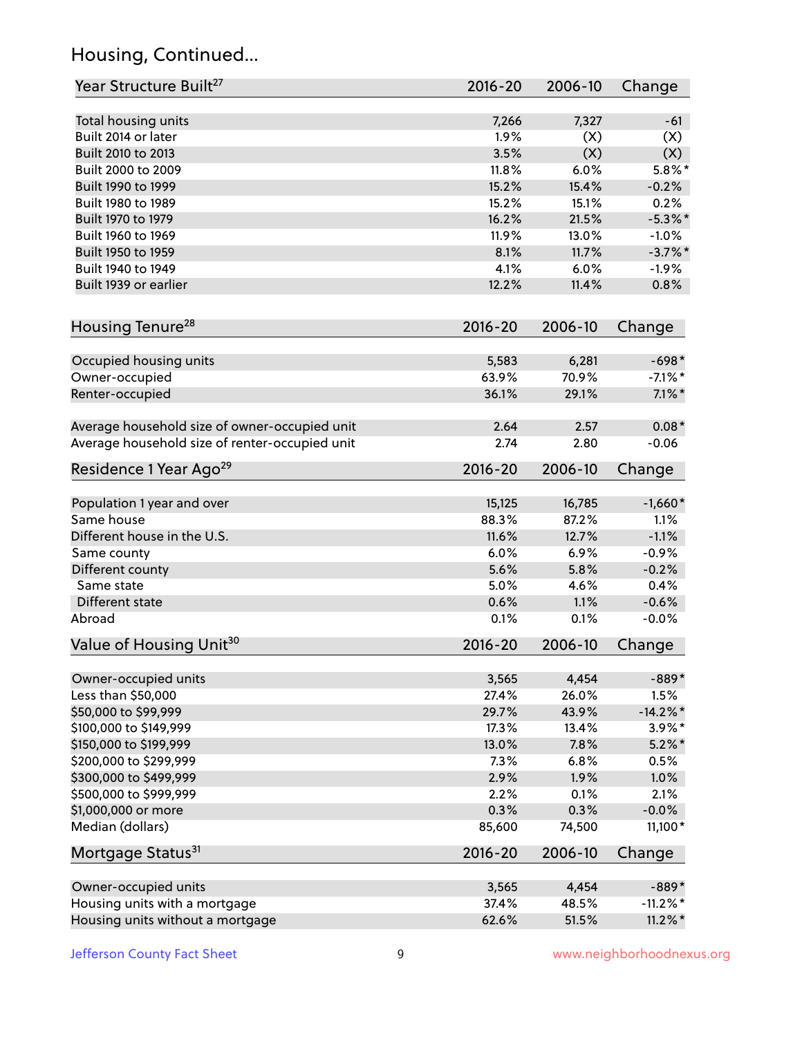## Housing, Continued...

| Year Structure Built[27] | 2016-20 | 2006-10 | Change |
|---|---|---|---|
| Total housing units | 7,266 | 7,327 | -61 |
| Built 2014 or later | 1.9% | (X) | (X) |
| Built 2010 to 2013 | 3.5% | (X) | (X) |
| Built 2000 to 2009 | 11.8% | 6.0% | 5.8%* |
| Built 1990 to 1999 | 15.2% | 15.4% | -0.2% |
| Built 1980 to 1989 | 15.2% | 15.1% | 0.2% |
| Built 1970 to 1979 | 16.2% | 21.5% | -5.3%* |
| Built 1960 to 1969 | 11.9% | 13.0% | -1.0% |
| Built 1950 to 1959 | 8.1% | 11.7% | -3.7%* |
| Built 1940 to 1949 | 4.1% | 6.0% | -1.9% |
| Built 1939 or earlier | 12.2% | 11.4% | 0.8% |

| Housing Tenure[28] | 2016-20 | 2006-10 | Change |
|---|---|---|---|
| Occupied housing units | 5,583 | 6,281 | -698* |
| Owner-occupied | 63.9% | 70.9% | -7.1%* |
| Renter-occupied | 36.1% | 29.1% | 7.1%* |
| Average household size of owner-occupied unit | 2.64 | 2.57 | 0.08* |
| Average household size of renter-occupied unit | 2.74 | 2.80 | -0.06 |

| Residence 1 Year Ago[29] | 2016-20 | 2006-10 | Change |
|---|---|---|---|
| Population 1 year and over | 15,125 | 16,785 | -1,660* |
| Same house | 88.3% | 87.2% | 1.1% |
| Different house in the U.S. | 11.6% | 12.7% | -1.1% |
| Same county | 6.0% | 6.9% | -0.9% |
| Different county | 5.6% | 5.8% | -0.2% |
| Same state | 5.0% | 4.6% | 0.4% |
| Different state | 0.6% | 1.1% | -0.6% |
| Abroad | 0.1% | 0.1% | -0.0% |

| Value of Housing Unit[30] | 2016-20 | 2006-10 | Change |
|---|---|---|---|
| Owner-occupied units | 3,565 | 4,454 | -889* |
| Less than $50,000 | 27.4% | 26.0% | 1.5% |
| $50,000 to $99,999 | 29.7% | 43.9% | -14.2%* |
| $100,000 to $149,999 | 17.3% | 13.4% | 3.9%* |
| $150,000 to $199,999 | 13.0% | 7.8% | 5.2%* |
| $200,000 to $299,999 | 7.3% | 6.8% | 0.5% |
| $300,000 to $499,999 | 2.9% | 1.9% | 1.0% |
| $500,000 to $999,999 | 2.2% | 0.1% | 2.1% |
| $1,000,000 or more | 0.3% | 0.3% | -0.0% |
| Median (dollars) | 85,600 | 74,500 | 11,100* |

| Mortgage Status[31] | 2016-20 | 2006-10 | Change |
|---|---|---|---|
| Owner-occupied units | 3,565 | 4,454 | -889* |
| Housing units with a mortgage | 37.4% | 48.5% | -11.2%* |
| Housing units without a mortgage | 62.6% | 51.5% | 11.2%* |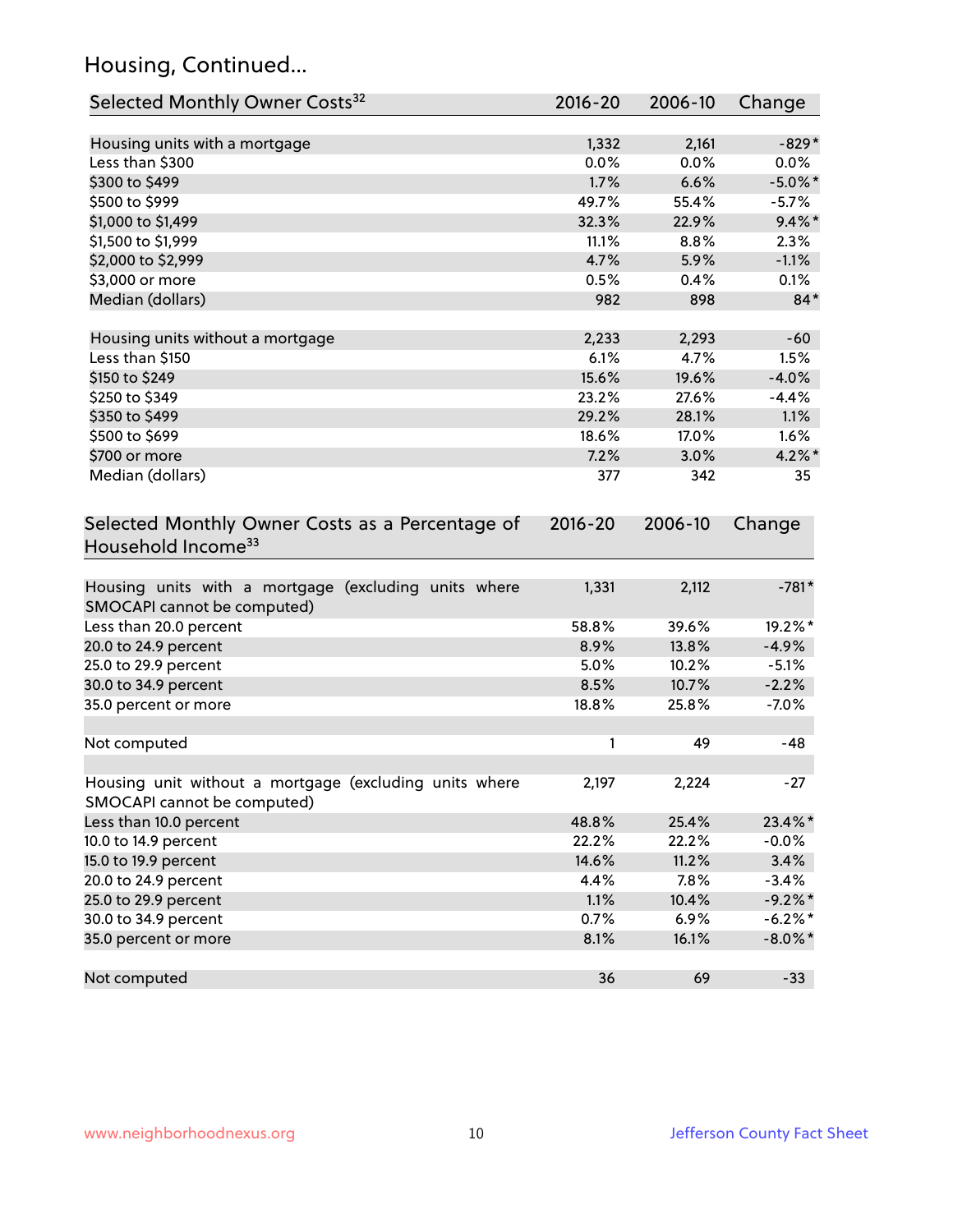## Housing, Continued...

| Selected Monthly Owner Costs[32] | 2016-20 | 2006-10 | Change |
|---|---|---|---|
| Housing units with a mortgage | 1,332 | 2,161 | -829* |
| Less than $300 | 0.0% | 0.0% | 0.0% |
| $300 to $499 | 1.7% | 6.6% | -5.0%* |
| $500 to $999 | 49.7% | 55.4% | -5.7% |
| $1,000 to $1,499 | 32.3% | 22.9% | 9.4%* |
| $1,500 to $1,999 | 11.1% | 8.8% | 2.3% |
| $2,000 to $2,999 | 4.7% | 5.9% | -1.1% |
| $3,000 or more | 0.5% | 0.4% | 0.1% |
| Median (dollars) | 982 | 898 | 84* |
| | | | |
| Housing units without a mortgage | 2,233 | 2,293 | -60 |
| Less than $150 | 6.1% | 4.7% | 1.5% |
| $150 to $249 | 15.6% | 19.6% | -4.0% |
| $250 to $349 | 23.2% | 27.6% | -4.4% |
| $350 to $499 | 29.2% | 28.1% | 1.1% |
| $500 to $699 | 18.6% | 17.0% | 1.6% |
| $700 or more | 7.2% | 3.0% | 4.2%* |
| Median (dollars) | 377 | 342 | 35 |

| Selected Monthly Owner Costs as a Percentage of Household Income[33] | 2016-20 | 2006-10 | Change |
|---|---|---|---|
| Housing units with a mortgage (excluding units where SMOCAPI cannot be computed) | 1,331 | 2,112 | -781* |
| Less than 20.0 percent | 58.8% | 39.6% | 19.2%* |
| 20.0 to 24.9 percent | 8.9% | 13.8% | -4.9% |
| 25.0 to 29.9 percent | 5.0% | 10.2% | -5.1% |
| 30.0 to 34.9 percent | 8.5% | 10.7% | -2.2% |
| 35.0 percent or more | 18.8% | 25.8% | -7.0% |
| | | | |
| Not computed | 1 | 49 | -48 |
| | | | |
| Housing unit without a mortgage (excluding units where SMOCAPI cannot be computed) | 2,197 | 2,224 | -27 |
| Less than 10.0 percent | 48.8% | 25.4% | 23.4%* |
| 10.0 to 14.9 percent | 22.2% | 22.2% | -0.0% |
| 15.0 to 19.9 percent | 14.6% | 11.2% | 3.4% |
| 20.0 to 24.9 percent | 4.4% | 7.8% | -3.4% |
| 25.0 to 29.9 percent | 1.1% | 10.4% | -9.2%* |
| 30.0 to 34.9 percent | 0.7% | 6.9% | -6.2%* |
| 35.0 percent or more | 8.1% | 16.1% | -8.0%* |
| | | | |
| Not computed | 36 | 69 | -33 |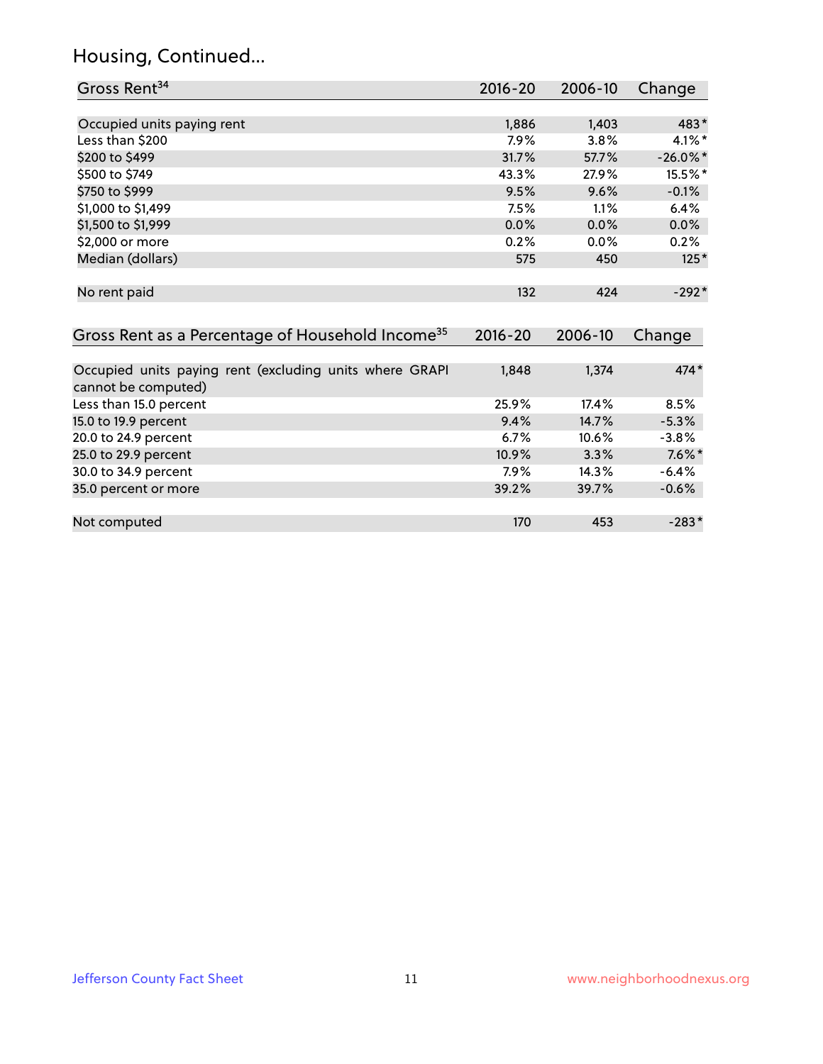## Housing, Continued...

| Gross Rent[34] | 2016-20 | 2006-10 | Change |
|---|---|---|---|
| Occupied units paying rent | 1,886 | 1,403 | 483* |
| Less than $200 | 7.9% | 3.8% | 4.1%* |
| $200 to $499 | 31.7% | 57.7% | -26.0%* |
| $500 to $749 | 43.3% | 27.9% | 15.5%* |
| $750 to $999 | 9.5% | 9.6% | -0.1% |
| $1,000 to $1,499 | 7.5% | 1.1% | 6.4% |
| $1,500 to $1,999 | 0.0% | 0.0% | 0.0% |
| $2,000 or more | 0.2% | 0.0% | 0.2% |
| Median (dollars) | 575 | 450 | 125* |
| No rent paid | 132 | 424 | -292* |

| Gross Rent as a Percentage of Household Income[35] | 2016-20 | 2006-10 | Change |
|---|---|---|---|
| Occupied units paying rent (excluding units where GRAPI cannot be computed) | 1,848 | 1,374 | 474* |
| Less than 15.0 percent | 25.9% | 17.4% | 8.5% |
| 15.0 to 19.9 percent | 9.4% | 14.7% | -5.3% |
| 20.0 to 24.9 percent | 6.7% | 10.6% | -3.8% |
| 25.0 to 29.9 percent | 10.9% | 3.3% | 7.6%* |
| 30.0 to 34.9 percent | 7.9% | 14.3% | -6.4% |
| 35.0 percent or more | 39.2% | 39.7% | -0.6% |
| Not computed | 170 | 453 | -283* |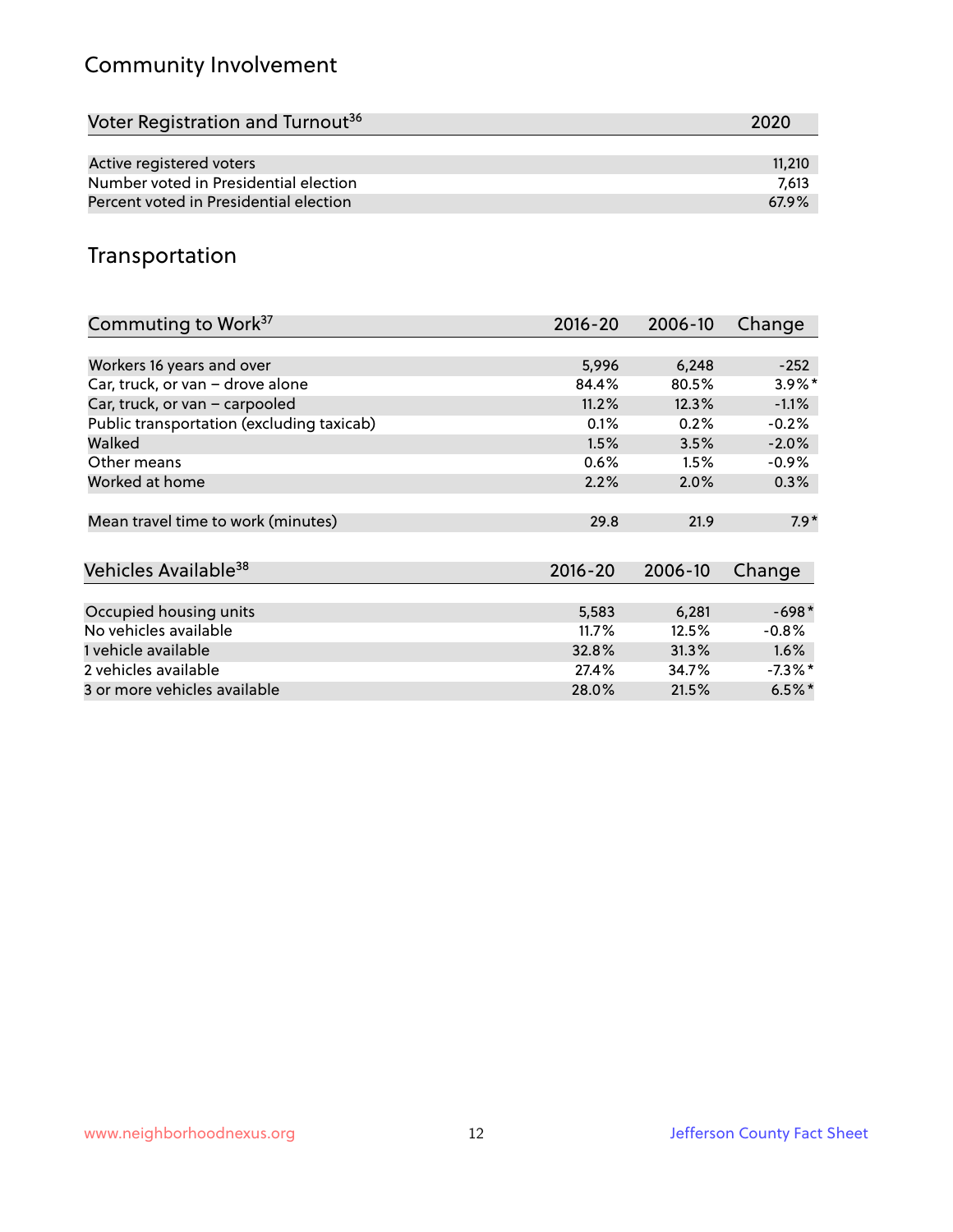## Community Involvement

| Voter Registration and Turnout[36] | 2020 |
|---|---|
| Active registered voters | 11,210 |
| Number voted in Presidential election | 7,613 |
| Percent voted in Presidential election | 67.9% |

## Transportation

| Commuting to Work[37] | 2016-20 | 2006-10 | Change |
|---|---|---|---|
| Workers 16 years and over | 5,996 | 6,248 | -252 |
| Car, truck, or van – drove alone | 84.4% | 80.5% | 3.9%* |
| Car, truck, or van – carpooled | 11.2% | 12.3% | -1.1% |
| Public transportation (excluding taxicab) | 0.1% | 0.2% | -0.2% |
| Walked | 1.5% | 3.5% | -2.0% |
| Other means | 0.6% | 1.5% | -0.9% |
| Worked at home | 2.2% | 2.0% | 0.3% |
| Mean travel time to work (minutes) | 29.8 | 21.9 | 7.9* |

| Vehicles Available[38] | 2016-20 | 2006-10 | Change |
|---|---|---|---|
| Occupied housing units | 5,583 | 6,281 | -698* |
| No vehicles available | 11.7% | 12.5% | -0.8% |
| 1 vehicle available | 32.8% | 31.3% | 1.6% |
| 2 vehicles available | 27.4% | 34.7% | -7.3%* |
| 3 or more vehicles available | 28.0% | 21.5% | 6.5%* |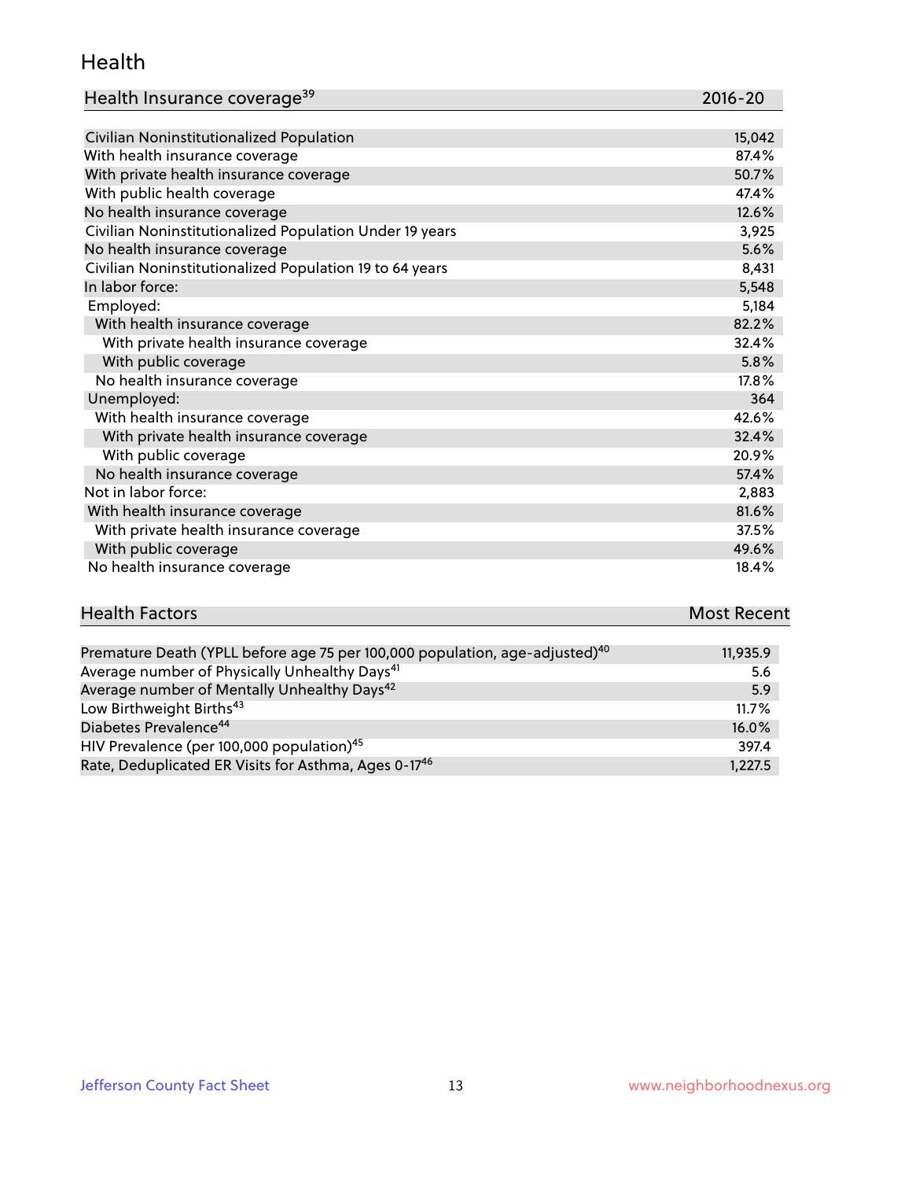## Health

| Health Insurance coverage[39] | 2016-20 |
|---|---|
| Civilian Noninstitutionalized Population | 15,042 |
| With health insurance coverage | 87.4% |
| With private health insurance coverage | 50.7% |
| With public health coverage | 47.4% |
| No health insurance coverage | 12.6% |
| Civilian Noninstitutionalized Population Under 19 years | 3,925 |
| No health insurance coverage | 5.6% |
| Civilian Noninstitutionalized Population 19 to 64 years | 8,431 |
| In labor force: | 5,548 |
| Employed: | 5,184 |
| With health insurance coverage | 82.2% |
| With private health insurance coverage | 32.4% |
| With public coverage | 5.8% |
| No health insurance coverage | 17.8% |
| Unemployed: | 364 |
| With health insurance coverage | 42.6% |
| With private health insurance coverage | 32.4% |
| With public coverage | 20.9% |
| No health insurance coverage | 57.4% |
| Not in labor force: | 2,883 |
| With health insurance coverage | 81.6% |
| With private health insurance coverage | 37.5% |
| With public coverage | 49.6% |
| No health insurance coverage | 18.4% |

| Health Factors | Most Recent |
|---|---|
| Premature Death (YPLL before age 75 per 100,000 population, age-adjusted)[40] | 11,935.9 |
| Average number of Physically Unhealthy Days[41] | 5.6 |
| Average number of Mentally Unhealthy Days[42] | 5.9 |
| Low Birthweight Births[43] | 11.7% |
| Diabetes Prevalence[44] | 16.0% |
| HIV Prevalence (per 100,000 population)[45] | 397.4 |
| Rate, Deduplicated ER Visits for Asthma, Ages 0-17[46] | 1,227.5 |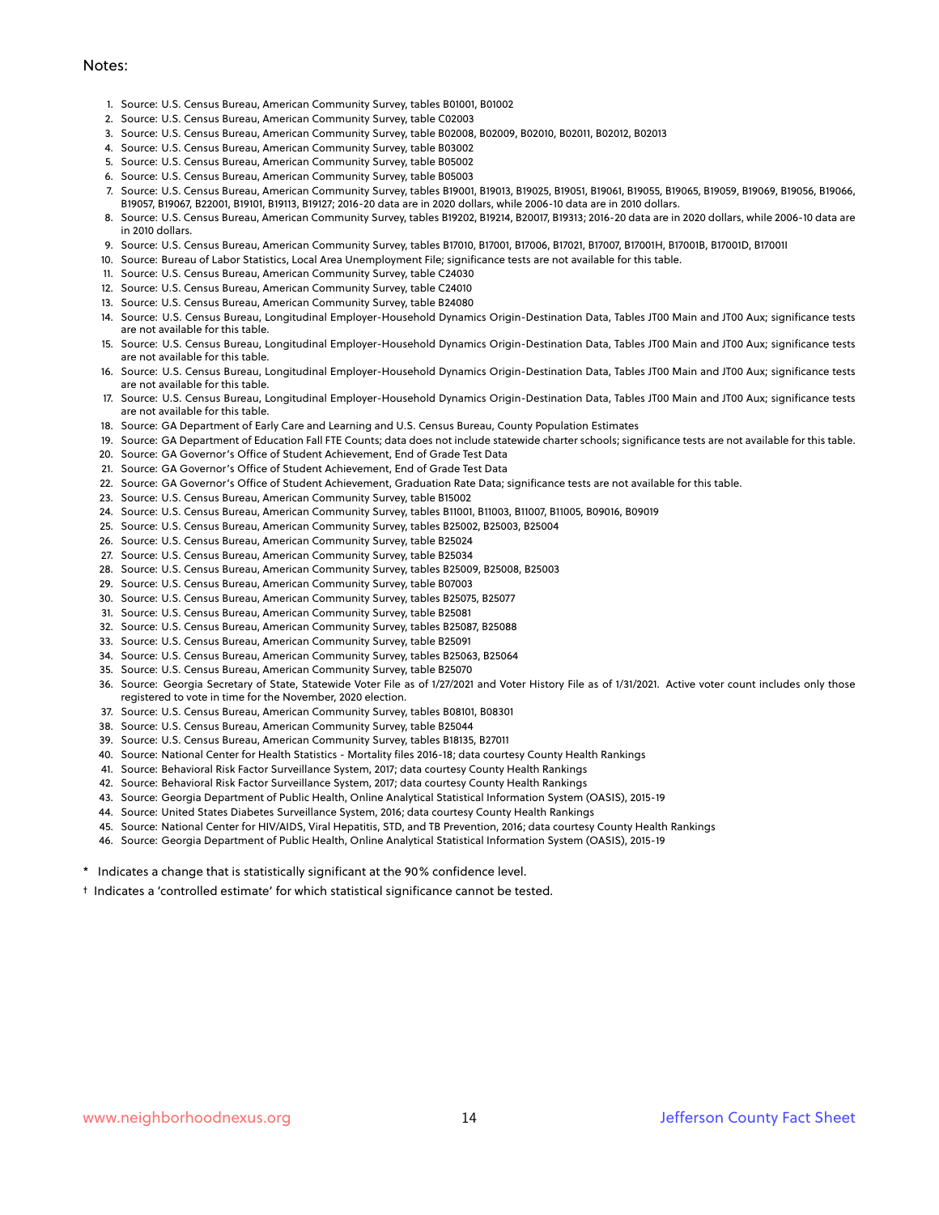Notes:

1. Source: U.S. Census Bureau, American Community Survey, tables B01001, B01002
2. Source: U.S. Census Bureau, American Community Survey, table C02003
3. Source: U.S. Census Bureau, American Community Survey, table B02008, B02009, B02010, B02011, B02012, B02013
4. Source: U.S. Census Bureau, American Community Survey, table B03002
5. Source: U.S. Census Bureau, American Community Survey, table B05002
6. Source: U.S. Census Bureau, American Community Survey, table B05003
7. Source: U.S. Census Bureau, American Community Survey, tables B19001, B19013, B19025, B19051, B19061, B19055, B19065, B19059, B19069, B19056, B19066, B19057, B19067, B22001, B19101, B19113, B19127; 2016-20 data are in 2020 dollars, while 2006-10 data are in 2010 dollars.
8. Source: U.S. Census Bureau, American Community Survey, tables B19202, B19214, B20017, B19313; 2016-20 data are in 2020 dollars, while 2006-10 data are in 2010 dollars.
9. Source: U.S. Census Bureau, American Community Survey, tables B17010, B17001, B17006, B17021, B17007, B17001H, B17001B, B17001D, B17001I
10. Source: Bureau of Labor Statistics, Local Area Unemployment File; significance tests are not available for this table.
11. Source: U.S. Census Bureau, American Community Survey, table C24030
12. Source: U.S. Census Bureau, American Community Survey, table C24010
13. Source: U.S. Census Bureau, American Community Survey, table B24080
14. Source: U.S. Census Bureau, Longitudinal Employer-Household Dynamics Origin-Destination Data, Tables JT00 Main and JT00 Aux; significance tests are not available for this table.
15. Source: U.S. Census Bureau, Longitudinal Employer-Household Dynamics Origin-Destination Data, Tables JT00 Main and JT00 Aux; significance tests are not available for this table.
16. Source: U.S. Census Bureau, Longitudinal Employer-Household Dynamics Origin-Destination Data, Tables JT00 Main and JT00 Aux; significance tests are not available for this table.
17. Source: U.S. Census Bureau, Longitudinal Employer-Household Dynamics Origin-Destination Data, Tables JT00 Main and JT00 Aux; significance tests are not available for this table.
18. Source: GA Department of Early Care and Learning and U.S. Census Bureau, County Population Estimates
19. Source: GA Department of Education Fall FTE Counts; data does not include statewide charter schools; significance tests are not available for this table.
20. Source: GA Governor's Office of Student Achievement, End of Grade Test Data
21. Source: GA Governor's Office of Student Achievement, End of Grade Test Data
22. Source: GA Governor's Office of Student Achievement, Graduation Rate Data; significance tests are not available for this table.
23. Source: U.S. Census Bureau, American Community Survey, table B15002
24. Source: U.S. Census Bureau, American Community Survey, tables B11001, B11003, B11007, B11005, B09016, B09019
25. Source: U.S. Census Bureau, American Community Survey, tables B25002, B25003, B25004
26. Source: U.S. Census Bureau, American Community Survey, table B25024
27. Source: U.S. Census Bureau, American Community Survey, table B25034
28. Source: U.S. Census Bureau, American Community Survey, tables B25009, B25008, B25003
29. Source: U.S. Census Bureau, American Community Survey, table B07003
30. Source: U.S. Census Bureau, American Community Survey, tables B25075, B25077
31. Source: U.S. Census Bureau, American Community Survey, table B25081
32. Source: U.S. Census Bureau, American Community Survey, tables B25087, B25088
33. Source: U.S. Census Bureau, American Community Survey, table B25091
34. Source: U.S. Census Bureau, American Community Survey, tables B25063, B25064
35. Source: U.S. Census Bureau, American Community Survey, table B25070
36. Source: Georgia Secretary of State, Statewide Voter File as of 1/27/2021 and Voter History File as of 1/31/2021. Active voter count includes only those registered to vote in time for the November, 2020 election.
37. Source: U.S. Census Bureau, American Community Survey, tables B08101, B08301
38. Source: U.S. Census Bureau, American Community Survey, table B25044
39. Source: U.S. Census Bureau, American Community Survey, tables B18135, B27011
40. Source: National Center for Health Statistics - Mortality files 2016-18; data courtesy County Health Rankings
41. Source: Behavioral Risk Factor Surveillance System, 2017; data courtesy County Health Rankings
42. Source: Behavioral Risk Factor Surveillance System, 2017; data courtesy County Health Rankings
43. Source: Georgia Department of Public Health, Online Analytical Statistical Information System (OASIS), 2015-19
44. Source: United States Diabetes Surveillance System, 2016; data courtesy County Health Rankings
45. Source: National Center for HIV/AIDS, Viral Hepatitis, STD, and TB Prevention, 2016; data courtesy County Health Rankings
46. Source: Georgia Department of Public Health, Online Analytical Statistical Information System (OASIS), 2015-19

\* Indicates a change that is statistically significant at the 90% confidence level.

† Indicates a 'controlled estimate' for which statistical significance cannot be tested.